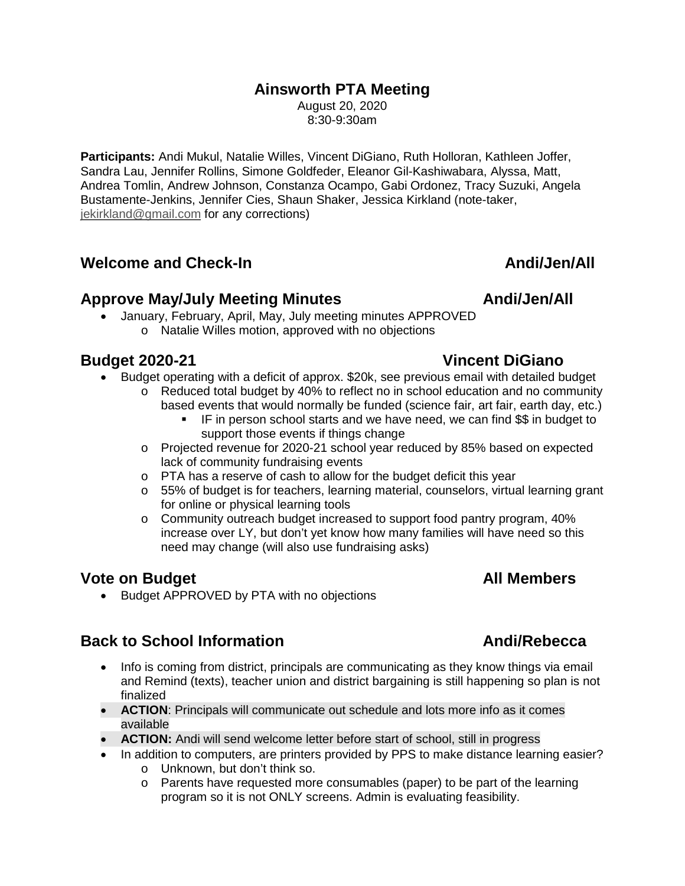# Ainsworth PTA Meeting

August 20, 2020
8:30-9:30am

**Participants:** Andi Mukul, Natalie Willes, Vincent DiGiano, Ruth Holloran, Kathleen Joffer, Sandra Lau, Jennifer Rollins, Simone Goldfeder, Eleanor Gil-Kashiwabara, Alyssa, Matt, Andrea Tomlin, Andrew Johnson, Constanza Ocampo, Gabi Ordonez, Tracy Suzuki, Angela Bustamente-Jenkins, Jennifer Cies, Shaun Shaker, Jessica Kirkland (note-taker, jekirkland@gmail.com for any corrections)

## Welcome and Check-In — Andi/Jen/All

## Approve May/July Meeting Minutes — Andi/Jen/All

- January, February, April, May, July meeting minutes APPROVED
  - Natalie Willes motion, approved with no objections

## Budget 2020-21 — Vincent DiGiano

- Budget operating with a deficit of approx. $20k, see previous email with detailed budget
  - Reduced total budget by 40% to reflect no in school education and no community based events that would normally be funded (science fair, art fair, earth day, etc.)
    - IF in person school starts and we have need, we can find $$ in budget to support those events if things change
  - Projected revenue for 2020-21 school year reduced by 85% based on expected lack of community fundraising events
  - PTA has a reserve of cash to allow for the budget deficit this year
  - 55% of budget is for teachers, learning material, counselors, virtual learning grant for online or physical learning tools
  - Community outreach budget increased to support food pantry program, 40% increase over LY, but don't yet know how many families will have need so this need may change (will also use fundraising asks)

## Vote on Budget — All Members

- Budget APPROVED by PTA with no objections

## Back to School Information — Andi/Rebecca

- Info is coming from district, principals are communicating as they know things via email and Remind (texts), teacher union and district bargaining is still happening so plan is not finalized
- **ACTION**: Principals will communicate out schedule and lots more info as it comes available
- **ACTION:** Andi will send welcome letter before start of school, still in progress
- In addition to computers, are printers provided by PPS to make distance learning easier?
  - Unknown, but don't think so.
  - Parents have requested more consumables (paper) to be part of the learning program so it is not ONLY screens. Admin is evaluating feasibility.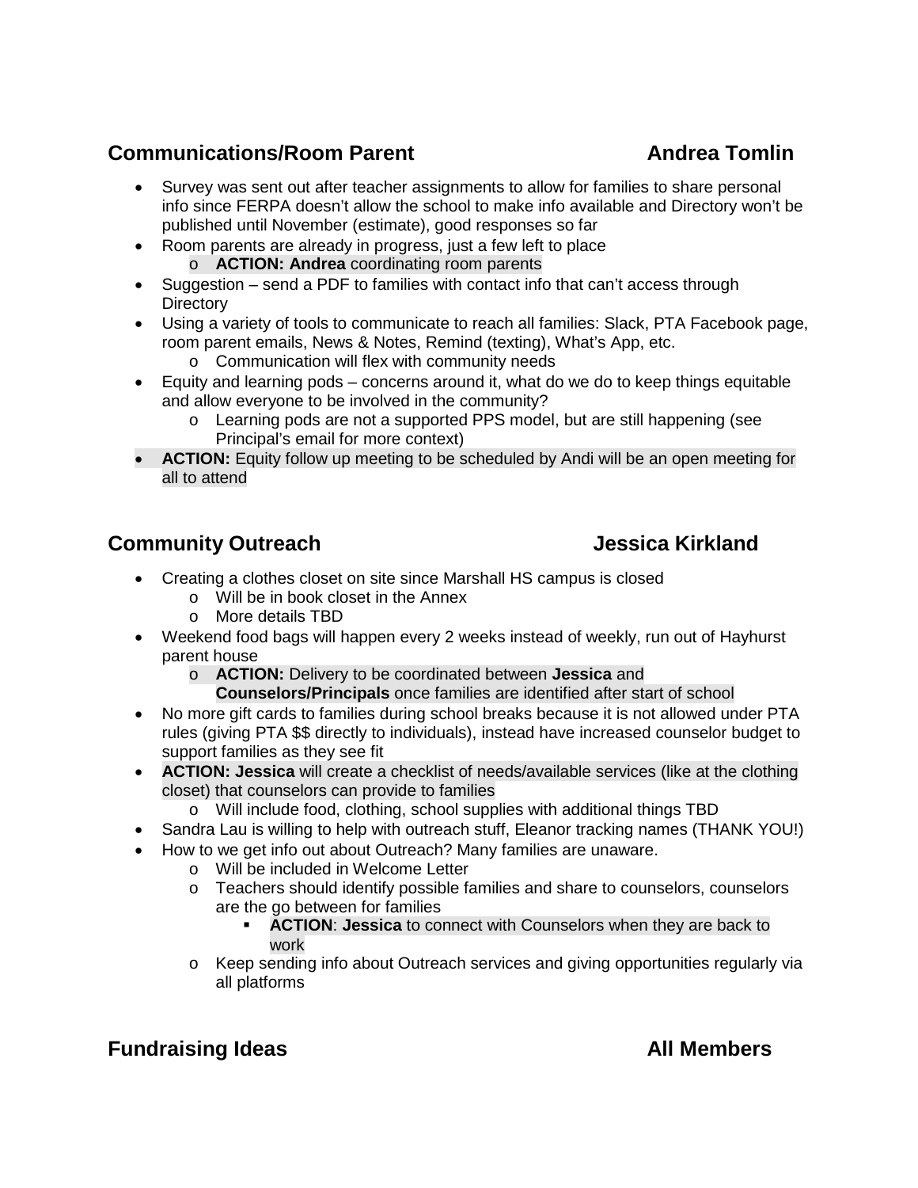## Communications/Room Parent — Andrea Tomlin

- Survey was sent out after teacher assignments to allow for families to share personal info since FERPA doesn't allow the school to make info available and Directory won't be published until November (estimate), good responses so far
- Room parents are already in progress, just a few left to place
  - **ACTION: Andrea** coordinating room parents
- Suggestion – send a PDF to families with contact info that can't access through Directory
- Using a variety of tools to communicate to reach all families: Slack, PTA Facebook page, room parent emails, News & Notes, Remind (texting), What's App, etc.
  - Communication will flex with community needs
- Equity and learning pods – concerns around it, what do we do to keep things equitable and allow everyone to be involved in the community?
  - Learning pods are not a supported PPS model, but are still happening (see Principal's email for more context)
- **ACTION:** Equity follow up meeting to be scheduled by Andi will be an open meeting for all to attend

## Community Outreach — Jessica Kirkland

- Creating a clothes closet on site since Marshall HS campus is closed
  - Will be in book closet in the Annex
  - More details TBD
- Weekend food bags will happen every 2 weeks instead of weekly, run out of Hayhurst parent house
  - **ACTION:** Delivery to be coordinated between **Jessica** and **Counselors/Principals** once families are identified after start of school
- No more gift cards to families during school breaks because it is not allowed under PTA rules (giving PTA $$ directly to individuals), instead have increased counselor budget to support families as they see fit
- **ACTION: Jessica** will create a checklist of needs/available services (like at the clothing closet) that counselors can provide to families
  - Will include food, clothing, school supplies with additional things TBD
- Sandra Lau is willing to help with outreach stuff, Eleanor tracking names (THANK YOU!)
- How to we get info out about Outreach? Many families are unaware.
  - Will be included in Welcome Letter
  - Teachers should identify possible families and share to counselors, counselors are the go between for families
    - **ACTION**: **Jessica** to connect with Counselors when they are back to work
  - Keep sending info about Outreach services and giving opportunities regularly via all platforms

## Fundraising Ideas — All Members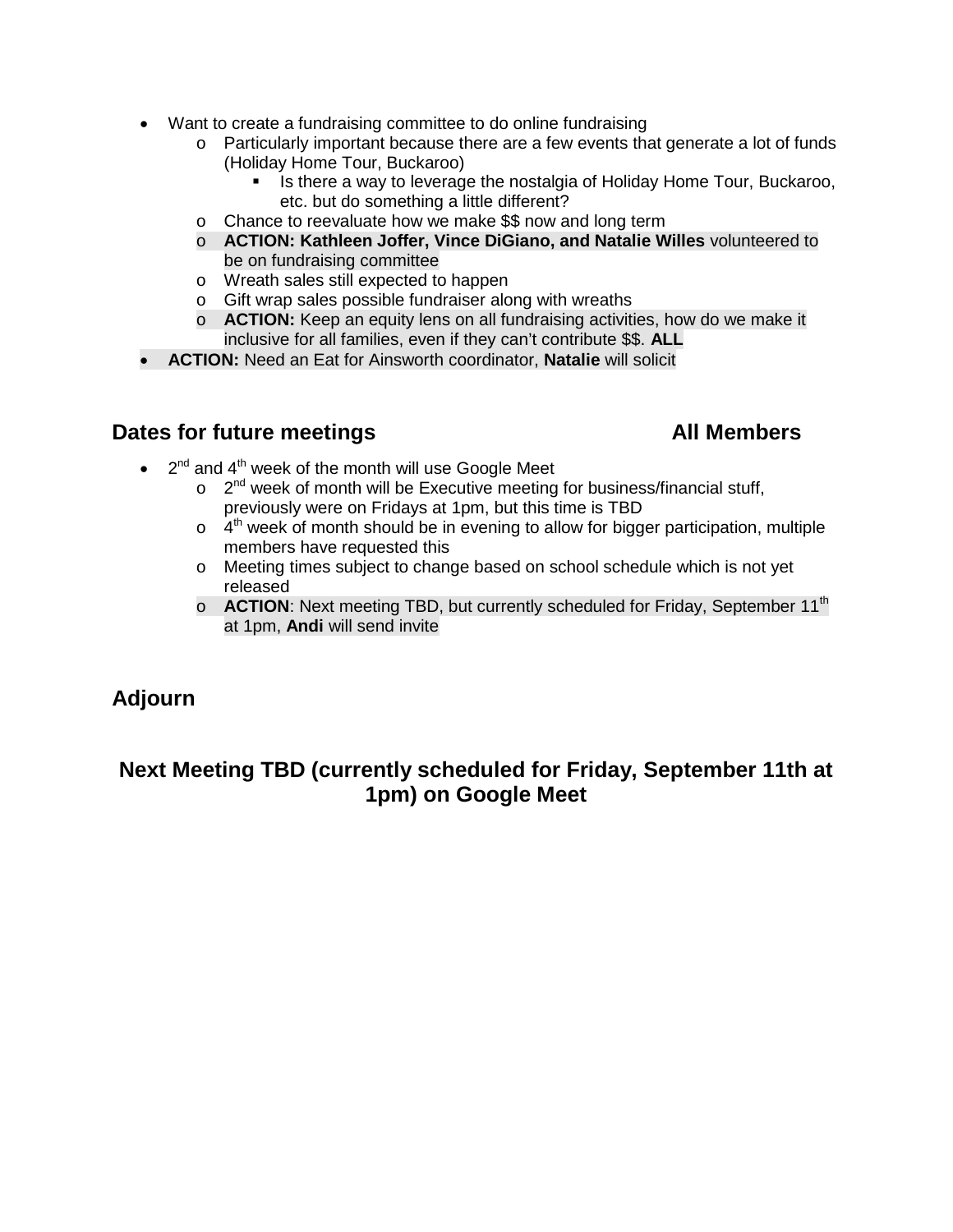- Want to create a fundraising committee to do online fundraising
    - Particularly important because there are a few events that generate a lot of funds (Holiday Home Tour, Buckaroo)
        - Is there a way to leverage the nostalgia of Holiday Home Tour, Buckaroo, etc. but do something a little different?
    - Chance to reevaluate how we make $$ now and long term
    - **ACTION: Kathleen Joffer, Vince DiGiano, and Natalie Willes** volunteered to be on fundraising committee
    - Wreath sales still expected to happen
    - Gift wrap sales possible fundraiser along with wreaths
    - **ACTION:** Keep an equity lens on all fundraising activities, how do we make it inclusive for all families, even if they can't contribute $$. **ALL**
- **ACTION:** Need an Eat for Ainsworth coordinator, **Natalie** will solicit

## Dates for future meetings — All Members

- 2nd and 4th week of the month will use Google Meet
    - 2nd week of month will be Executive meeting for business/financial stuff, previously were on Fridays at 1pm, but this time is TBD
    - 4th week of month should be in evening to allow for bigger participation, multiple members have requested this
    - Meeting times subject to change based on school schedule which is not yet released
    - **ACTION**: Next meeting TBD, but currently scheduled for Friday, September 11th at 1pm, **Andi** will send invite

## Adjourn

## Next Meeting TBD (currently scheduled for Friday, September 11th at 1pm) on Google Meet